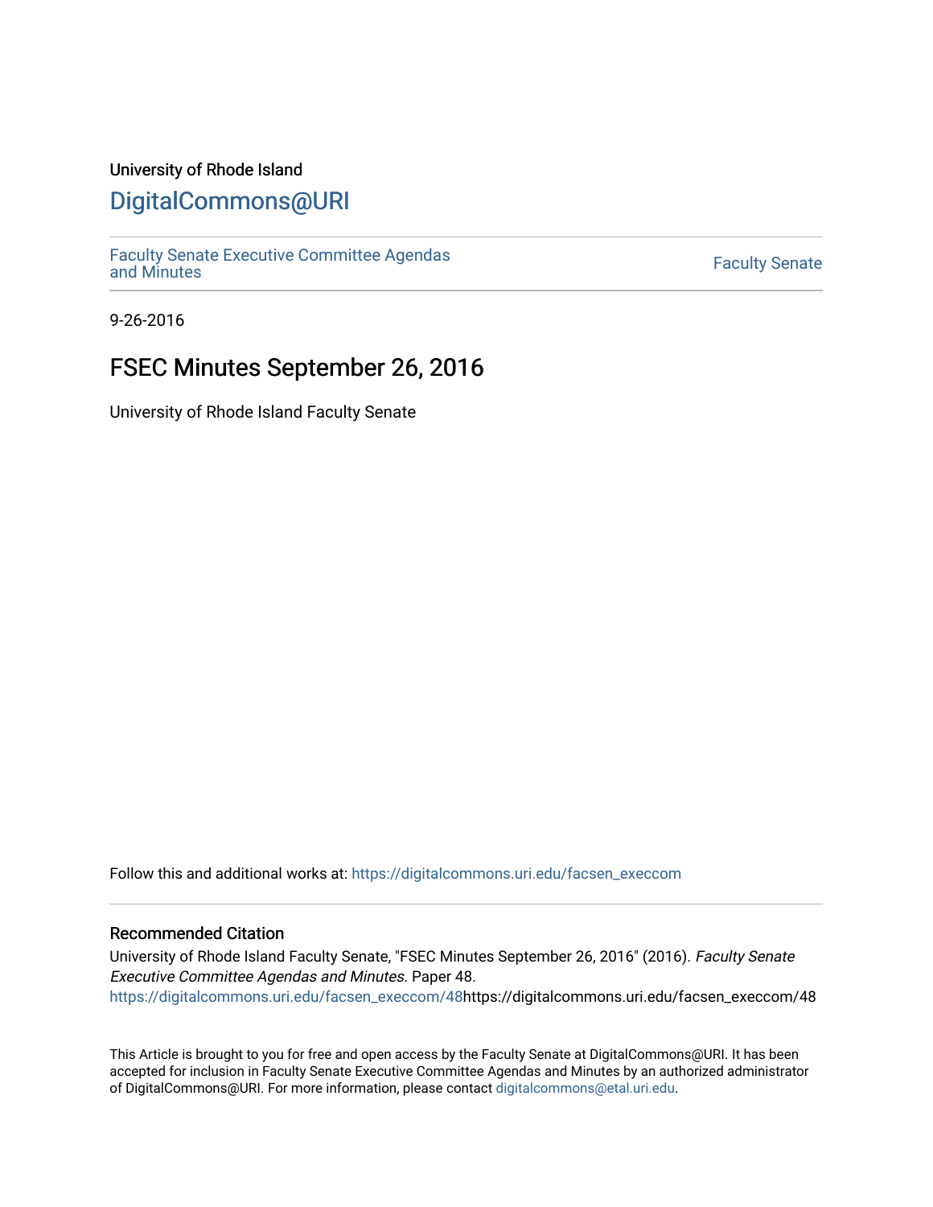University of Rhode Island

# DigitalCommons@URI

Faculty Senate Executive Committee Agendas and Minutes

Faculty Senate

9-26-2016

## FSEC Minutes September 26, 2016

University of Rhode Island Faculty Senate

Follow this and additional works at: https://digitalcommons.uri.edu/facsen_execcom

### Recommended Citation

University of Rhode Island Faculty Senate, "FSEC Minutes September 26, 2016" (2016). *Faculty Senate Executive Committee Agendas and Minutes.* Paper 48.
https://digitalcommons.uri.edu/facsen_execcom/48https://digitalcommons.uri.edu/facsen_execcom/48

This Article is brought to you for free and open access by the Faculty Senate at DigitalCommons@URI. It has been accepted for inclusion in Faculty Senate Executive Committee Agendas and Minutes by an authorized administrator of DigitalCommons@URI. For more information, please contact digitalcommons@etal.uri.edu.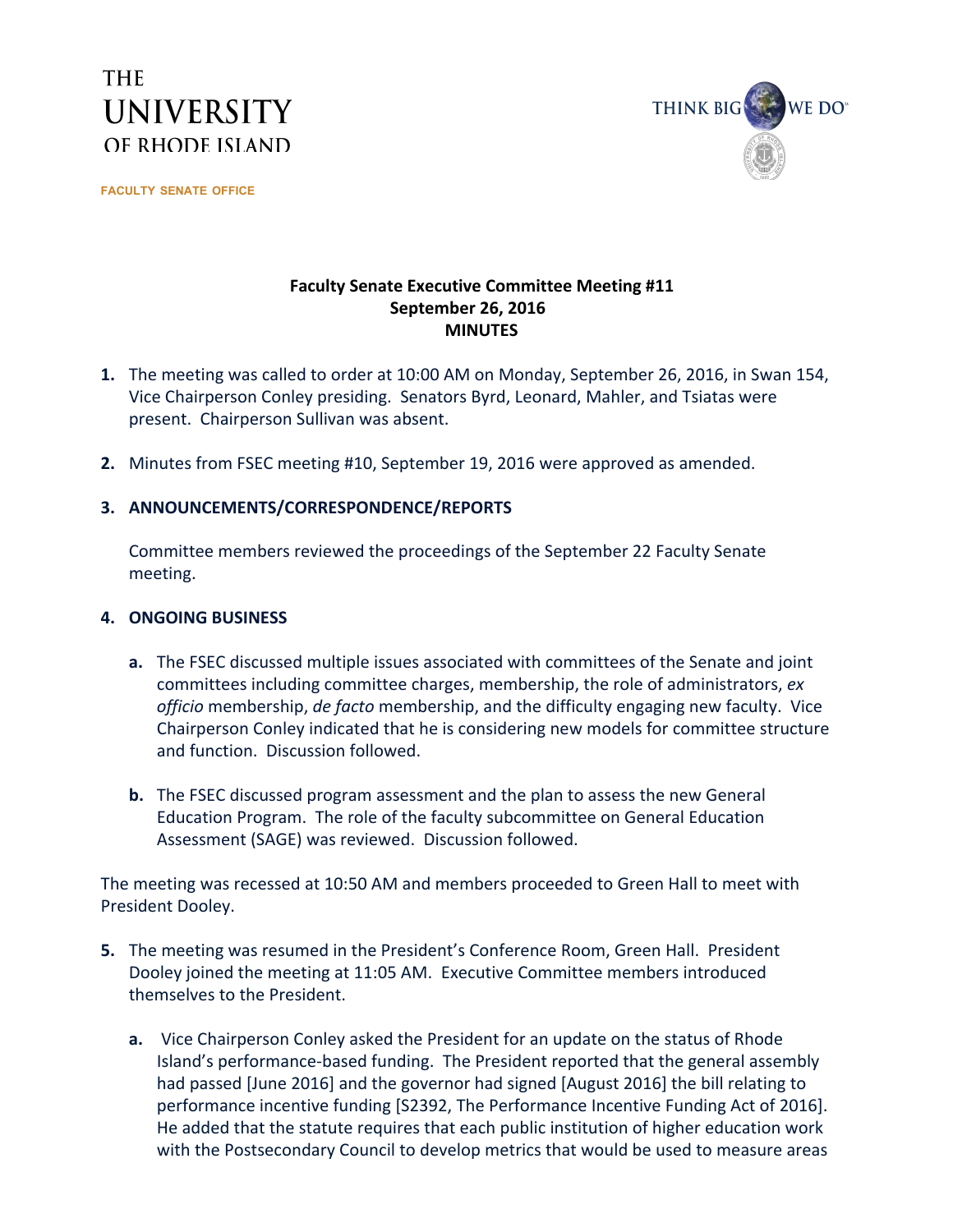THE UNIVERSITY OF RHODE ISLAND

FACULTY SENATE OFFICE

THINK BIG WE DO

**Faculty Senate Executive Committee Meeting #11**
**September 26, 2016**
**MINUTES**

1. The meeting was called to order at 10:00 AM on Monday, September 26, 2016, in Swan 154, Vice Chairperson Conley presiding. Senators Byrd, Leonard, Mahler, and Tsiatas were present. Chairperson Sullivan was absent.

2. Minutes from FSEC meeting #10, September 19, 2016 were approved as amended.

3. **ANNOUNCEMENTS/CORRESPONDENCE/REPORTS**

   Committee members reviewed the proceedings of the September 22 Faculty Senate meeting.

4. **ONGOING BUSINESS**

   a. The FSEC discussed multiple issues associated with committees of the Senate and joint committees including committee charges, membership, the role of administrators, *ex officio* membership, *de facto* membership, and the difficulty engaging new faculty. Vice Chairperson Conley indicated that he is considering new models for committee structure and function. Discussion followed.

   b. The FSEC discussed program assessment and the plan to assess the new General Education Program. The role of the faculty subcommittee on General Education Assessment (SAGE) was reviewed. Discussion followed.

The meeting was recessed at 10:50 AM and members proceeded to Green Hall to meet with President Dooley.

5. The meeting was resumed in the President's Conference Room, Green Hall. President Dooley joined the meeting at 11:05 AM. Executive Committee members introduced themselves to the President.

   a. Vice Chairperson Conley asked the President for an update on the status of Rhode Island's performance-based funding. The President reported that the general assembly had passed [June 2016] and the governor had signed [August 2016] the bill relating to performance incentive funding [S2392, The Performance Incentive Funding Act of 2016]. He added that the statute requires that each public institution of higher education work with the Postsecondary Council to develop metrics that would be used to measure areas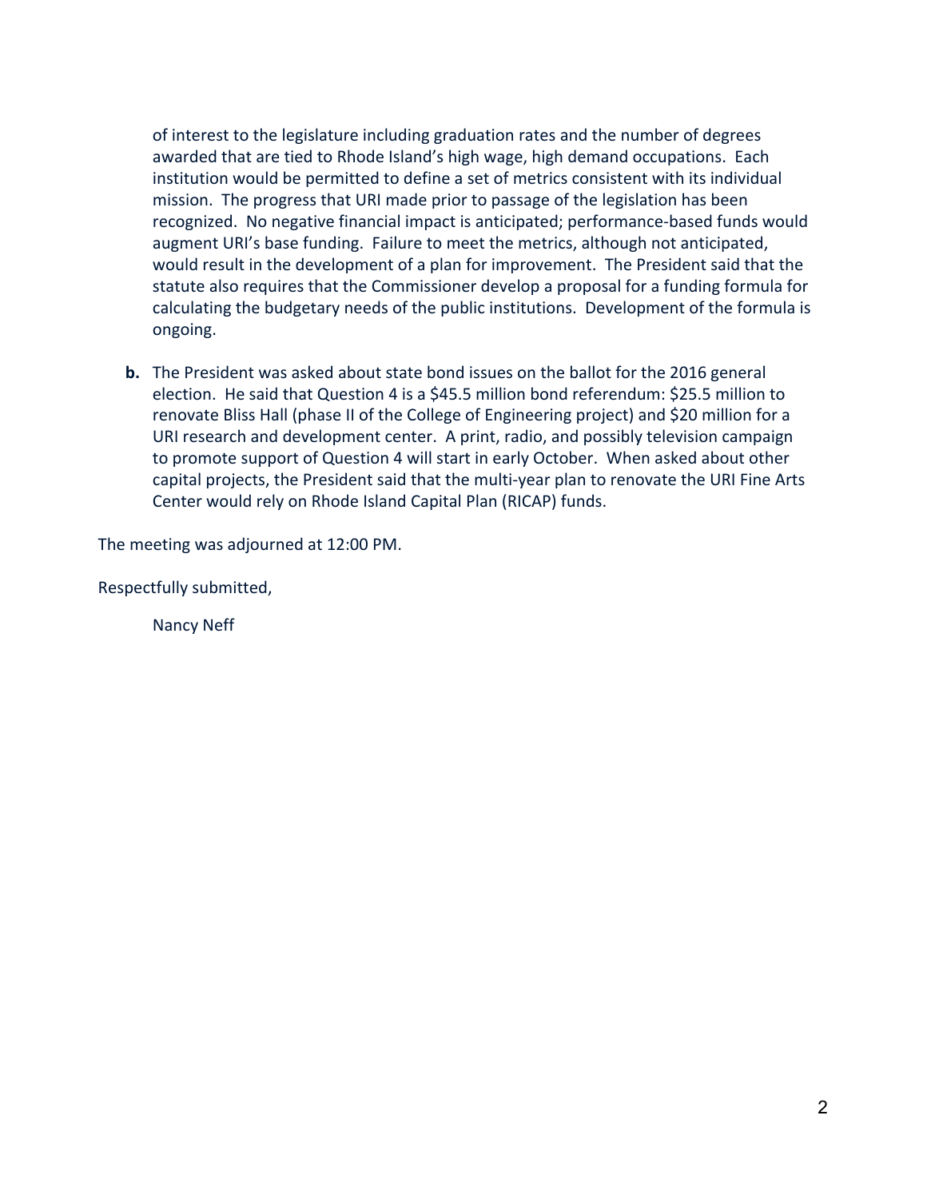of interest to the legislature including graduation rates and the number of degrees awarded that are tied to Rhode Island's high wage, high demand occupations. Each institution would be permitted to define a set of metrics consistent with its individual mission. The progress that URI made prior to passage of the legislation has been recognized. No negative financial impact is anticipated; performance-based funds would augment URI's base funding. Failure to meet the metrics, although not anticipated, would result in the development of a plan for improvement. The President said that the statute also requires that the Commissioner develop a proposal for a funding formula for calculating the budgetary needs of the public institutions. Development of the formula is ongoing.

**b.** The President was asked about state bond issues on the ballot for the 2016 general election. He said that Question 4 is a $45.5 million bond referendum: $25.5 million to renovate Bliss Hall (phase II of the College of Engineering project) and $20 million for a URI research and development center. A print, radio, and possibly television campaign to promote support of Question 4 will start in early October. When asked about other capital projects, the President said that the multi-year plan to renovate the URI Fine Arts Center would rely on Rhode Island Capital Plan (RICAP) funds.

The meeting was adjourned at 12:00 PM.

Respectfully submitted,

Nancy Neff